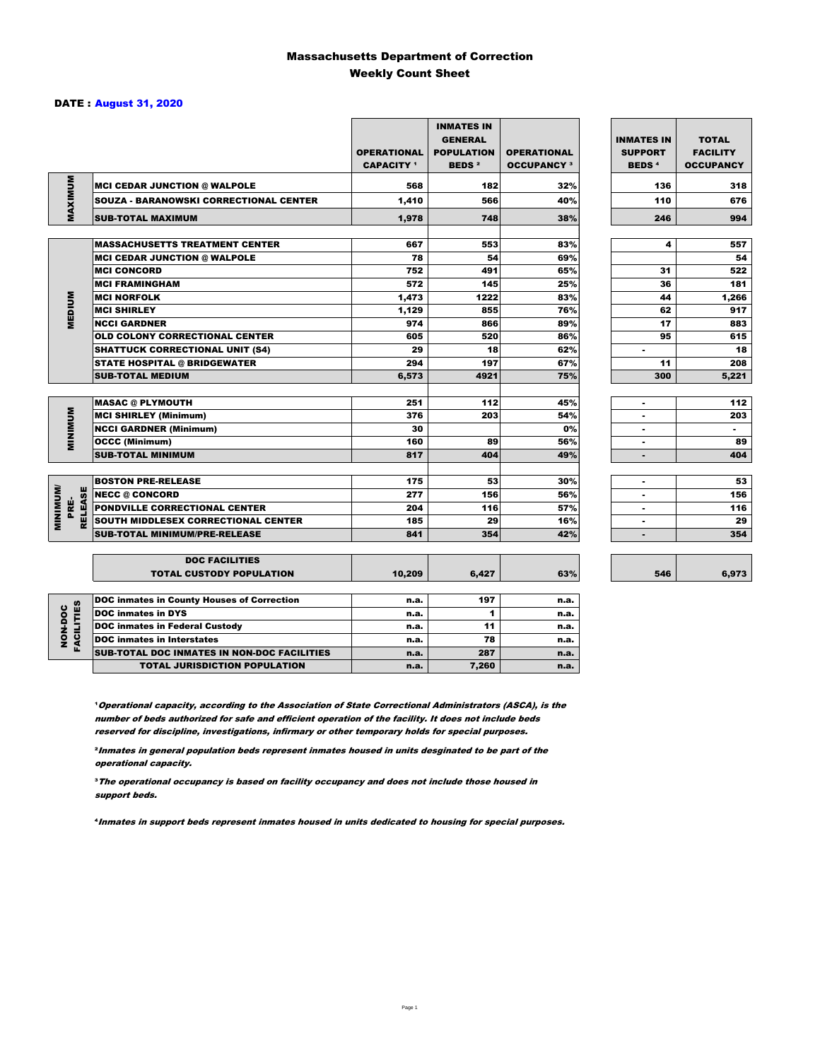# Massachusetts Department of Correction
## Weekly Count Sheet

**DATE : August 31, 2020**

| | | OPERATIONAL CAPACITY [1] | INMATES IN GENERAL POPULATION BEDS [2] | OPERATIONAL OCCUPANCY [3] | INMATES IN SUPPORT BEDS [4] | TOTAL FACILITY OCCUPANCY |
|---|---|---|---|---|---|---|
| MAXIMUM | MCI CEDAR JUNCTION @ WALPOLE | 568 | 182 | 32% | 136 | 318 |
| | SOUZA - BARANOWSKI CORRECTIONAL CENTER | 1,410 | 566 | 40% | 110 | 676 |
| | SUB-TOTAL MAXIMUM | 1,978 | 748 | 38% | 246 | 994 |
| MEDIUM | MASSACHUSETTS TREATMENT CENTER | 667 | 553 | 83% | 4 | 557 |
| | MCI CEDAR JUNCTION @ WALPOLE | 78 | 54 | 69% | | 54 |
| | MCI CONCORD | 752 | 491 | 65% | 31 | 522 |
| | MCI FRAMINGHAM | 572 | 145 | 25% | 36 | 181 |
| | MCI NORFOLK | 1,473 | 1222 | 83% | 44 | 1,266 |
| | MCI SHIRLEY | 1,129 | 855 | 76% | 62 | 917 |
| | NCCI GARDNER | 974 | 866 | 89% | 17 | 883 |
| | OLD COLONY CORRECTIONAL CENTER | 605 | 520 | 86% | 95 | 615 |
| | SHATTUCK CORRECTIONAL UNIT (S4) | 29 | 18 | 62% | - | 18 |
| | STATE HOSPITAL @ BRIDGEWATER | 294 | 197 | 67% | 11 | 208 |
| | SUB-TOTAL MEDIUM | 6,573 | 4921 | 75% | 300 | 5,221 |
| MINIMUM | MASAC @ PLYMOUTH | 251 | 112 | 45% | - | 112 |
| | MCI SHIRLEY (Minimum) | 376 | 203 | 54% | - | 203 |
| | NCCI GARDNER (Minimum) | 30 | | 0% | - | - |
| | OCCC (Minimum) | 160 | 89 | 56% | - | 89 |
| | SUB-TOTAL MINIMUM | 817 | 404 | 49% | - | 404 |
| MINIMUM/ PRE-RELEASE | BOSTON PRE-RELEASE | 175 | 53 | 30% | - | 53 |
| | NECC @ CONCORD | 277 | 156 | 56% | - | 156 |
| | PONDVILLE CORRECTIONAL CENTER | 204 | 116 | 57% | - | 116 |
| | SOUTH MIDDLESEX CORRECTIONAL CENTER | 185 | 29 | 16% | - | 29 |
| | SUB-TOTAL MINIMUM/PRE-RELEASE | 841 | 354 | 42% | - | 354 |
| | DOC FACILITIES TOTAL CUSTODY POPULATION | 10,209 | 6,427 | 63% | 546 | 6,973 |
| NON-DOC FACILITIES | DOC inmates in County Houses of Correction | n.a. | 197 | n.a. | | |
| | DOC inmates in DYS | n.a. | 1 | n.a. | | |
| | DOC inmates in Federal Custody | n.a. | 11 | n.a. | | |
| | DOC inmates in Interstates | n.a. | 78 | n.a. | | |
| | SUB-TOTAL DOC INMATES IN NON-DOC FACILITIES | n.a. | 287 | n.a. | | |
| | TOTAL JURISDICTION POPULATION | n.a. | 7,260 | n.a. | | |

[1] *Operational capacity, according to the Association of State Correctional Administrators (ASCA), is the number of beds authorized for safe and efficient operation of the facility. It does not include beds reserved for discipline, investigations, infirmary or other temporary holds for special purposes.*

[2] *Inmates in general population beds represent inmates housed in units desginated to be part of the operational capacity.*

[3] *The operational occupancy is based on facility occupancy and does not include those housed in support beds.*

[4] *Inmates in support beds represent inmates housed in units dedicated to housing for special purposes.*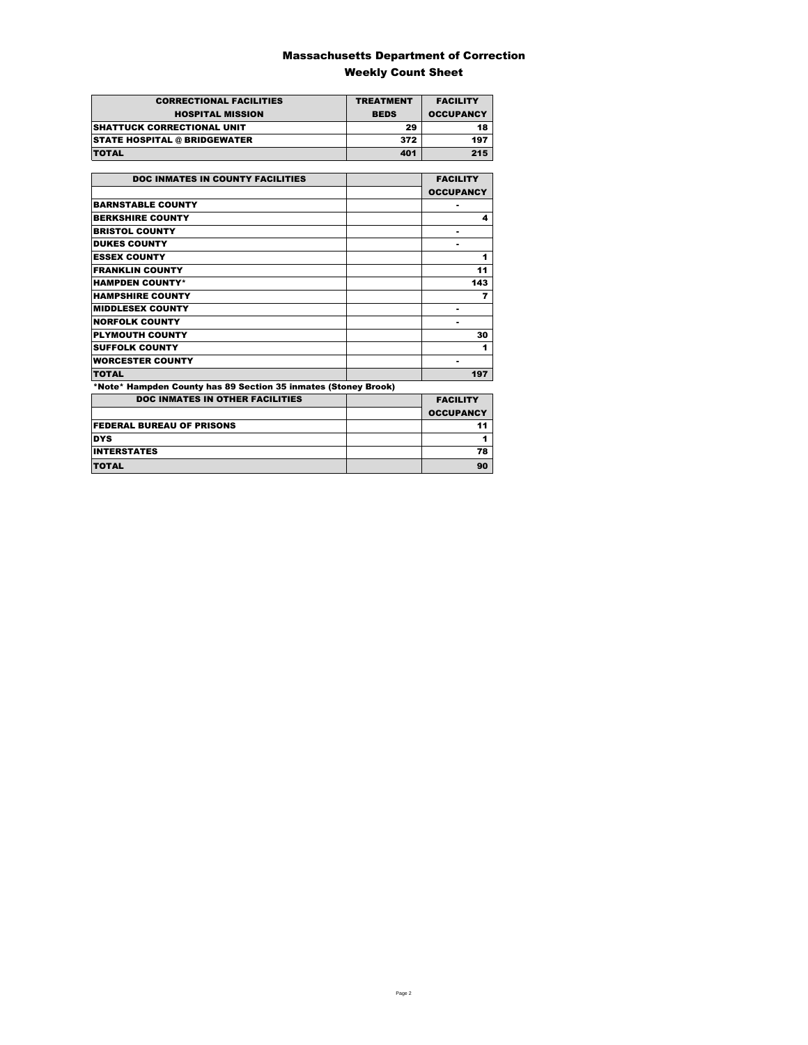# Massachusetts Department of Correction
## Weekly Count Sheet

| CORRECTIONAL FACILITIES<br>HOSPITAL MISSION | TREATMENT<br>BEDS | FACILITY<br>OCCUPANCY |
|---|---|---|
| SHATTUCK CORRECTIONAL UNIT | 29 | 18 |
| STATE HOSPITAL @ BRIDGEWATER | 372 | 197 |
| TOTAL | 401 | 215 |

| DOC INMATES IN COUNTY FACILITIES | | FACILITY<br>OCCUPANCY |
|---|---|---|
| BARNSTABLE COUNTY | | - |
| BERKSHIRE COUNTY | | 4 |
| BRISTOL COUNTY | | - |
| DUKES COUNTY | | - |
| ESSEX COUNTY | | 1 |
| FRANKLIN COUNTY | | 11 |
| HAMPDEN COUNTY* | | 143 |
| HAMPSHIRE COUNTY | | 7 |
| MIDDLESEX COUNTY | | - |
| NORFOLK COUNTY | | - |
| PLYMOUTH COUNTY | | 30 |
| SUFFOLK COUNTY | | 1 |
| WORCESTER COUNTY | | - |
| TOTAL | | 197 |

*Note* Hampden County has 89 Section 35 inmates (Stoney Brook)

| DOC INMATES IN OTHER FACILITIES | | FACILITY<br>OCCUPANCY |
|---|---|---|
| FEDERAL BUREAU OF PRISONS | | 11 |
| DYS | | 1 |
| INTERSTATES | | 78 |
| TOTAL | | 90 |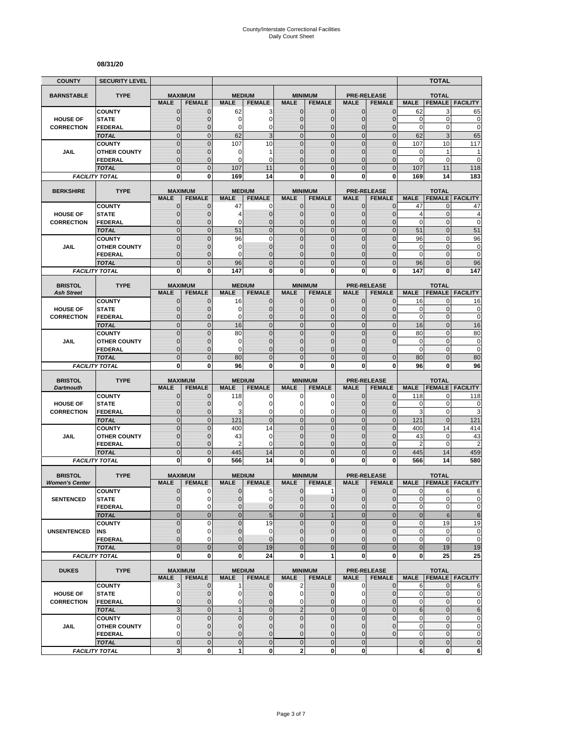County/Interstate Correctional Facilities
Daily Count Sheet

**08/31/20**

| COUNTY | SECURITY LEVEL | | | | | | | | | | TOTAL | |
|---|---|---|---|---|---|---|---|---|---|---|---|---|
| **BARNSTABLE** | **TYPE** | **MAXIMUM** | | **MEDIUM** | | **MINIMUM** | | **PRE-RELEASE** | | **TOTAL** | | |
| | | **MALE** | **FEMALE** | **MALE** | **FEMALE** | **MALE** | **FEMALE** | **MALE** | **FEMALE** | **MALE** | **FEMALE** | **FACILITY** |
| **HOUSE OF CORRECTION** | COUNTY | 0 | 0 | 62 | 3 | 0 | 0 | 0 | 0 | 62 | 3 | 65 |
| | STATE | 0 | 0 | 0 | 0 | 0 | 0 | 0 | 0 | 0 | 0 | 0 |
| | FEDERAL | 0 | 0 | 0 | 0 | 0 | 0 | 0 | 0 | 0 | 0 | 0 |
| | *TOTAL* | 0 | 0 | 62 | 3 | 0 | 0 | 0 | 0 | 62 | 3 | 65 |
| **JAIL** | COUNTY | 0 | 0 | 107 | 10 | 0 | 0 | 0 | 0 | 107 | 10 | 117 |
| | OTHER COUNTY | 0 | 0 | 0 | 1 | 0 | 0 | 0 | 0 | 0 | 1 | 1 |
| | FEDERAL | 0 | 0 | 0 | 0 | 0 | 0 | 0 | 0 | 0 | 0 | 0 |
| | *TOTAL* | 0 | 0 | 107 | 11 | 0 | 0 | 0 | 0 | 107 | 11 | 118 |
| *FACILITY TOTAL* | | **0** | **0** | **169** | **14** | **0** | **0** | **0** | **0** | **169** | **14** | **183** |

| **BERKSHIRE** | **TYPE** | **MAXIMUM** | | **MEDIUM** | | **MINIMUM** | | **PRE-RELEASE** | | **TOTAL** | | |
|---|---|---|---|---|---|---|---|---|---|---|---|---|
| | | **MALE** | **FEMALE** | **MALE** | **FEMALE** | **MALE** | **FEMALE** | **MALE** | **FEMALE** | **MALE** | **FEMALE** | **FACILITY** |
| **HOUSE OF CORRECTION** | COUNTY | 0 | 0 | 47 | 0 | 0 | 0 | 0 | 0 | 47 | 0 | 47 |
| | STATE | 0 | 0 | 4 | 0 | 0 | 0 | 0 | 0 | 4 | 0 | 4 |
| | FEDERAL | 0 | 0 | 0 | 0 | 0 | 0 | 0 | 0 | 0 | 0 | 0 |
| | *TOTAL* | 0 | 0 | 51 | 0 | 0 | 0 | 0 | 0 | 51 | 0 | 51 |
| **JAIL** | COUNTY | 0 | 0 | 96 | 0 | 0 | 0 | 0 | 0 | 96 | 0 | 96 |
| | OTHER COUNTY | 0 | 0 | 0 | 0 | 0 | 0 | 0 | 0 | 0 | 0 | 0 |
| | FEDERAL | 0 | 0 | 0 | 0 | 0 | 0 | 0 | 0 | 0 | 0 | 0 |
| | *TOTAL* | 0 | 0 | 96 | 0 | 0 | 0 | 0 | 0 | 96 | 0 | 96 |
| *FACILITY TOTAL* | | **0** | **0** | **147** | **0** | **0** | **0** | **0** | **0** | **147** | **0** | **147** |

| **BRISTOL** *Ash Street* | **TYPE** | **MAXIMUM** | | **MEDIUM** | | **MINIMUM** | | **PRE-RELEASE** | | **TOTAL** | | |
|---|---|---|---|---|---|---|---|---|---|---|---|---|
| | | **MALE** | **FEMALE** | **MALE** | **FEMALE** | **MALE** | **FEMALE** | **MALE** | **FEMALE** | **MALE** | **FEMALE** | **FACILITY** |
| **HOUSE OF CORRECTION** | COUNTY | 0 | 0 | 16 | 0 | 0 | 0 | 0 | 0 | 16 | 0 | 16 |
| | STATE | 0 | 0 | 0 | 0 | 0 | 0 | 0 | 0 | 0 | 0 | 0 |
| | FEDERAL | 0 | 0 | 0 | 0 | 0 | 0 | 0 | 0 | 0 | 0 | 0 |
| | *TOTAL* | 0 | 0 | 16 | 0 | 0 | 0 | 0 | 0 | 16 | 0 | 16 |
| **JAIL** | COUNTY | 0 | 0 | 80 | 0 | 0 | 0 | 0 | 0 | 80 | 0 | 80 |
| | OTHER COUNTY | 0 | 0 | 0 | 0 | 0 | 0 | 0 | 0 | 0 | 0 | 0 |
| | FEDERAL | 0 | 0 | 0 | 0 | 0 | 0 | 0 | | 0 | 0 | 0 |
| | *TOTAL* | 0 | 0 | 80 | 0 | 0 | 0 | 0 | 0 | 80 | 0 | 80 |
| *FACILITY TOTAL* | | **0** | **0** | **96** | **0** | **0** | **0** | **0** | **0** | **96** | **0** | **96** |

| **BRISTOL** *Dartmouth* | **TYPE** | **MAXIMUM** | | **MEDIUM** | | **MINIMUM** | | **PRE-RELEASE** | | **TOTAL** | | |
|---|---|---|---|---|---|---|---|---|---|---|---|---|
| | | **MALE** | **FEMALE** | **MALE** | **FEMALE** | **MALE** | **FEMALE** | **MALE** | **FEMALE** | **MALE** | **FEMALE** | **FACILITY** |
| **HOUSE OF CORRECTION** | COUNTY | 0 | 0 | 118 | 0 | 0 | 0 | 0 | 0 | 118 | 0 | 118 |
| | STATE | 0 | 0 | 0 | 0 | 0 | 0 | 0 | 0 | 0 | 0 | 0 |
| | FEDERAL | 0 | 0 | 3 | 0 | 0 | 0 | 0 | 0 | 3 | 0 | 3 |
| | *TOTAL* | 0 | 0 | 121 | 0 | 0 | 0 | 0 | 0 | 121 | 0 | 121 |
| **JAIL** | COUNTY | 0 | 0 | 400 | 14 | 0 | 0 | 0 | 0 | 400 | 14 | 414 |
| | OTHER COUNTY | 0 | 0 | 43 | 0 | 0 | 0 | 0 | 0 | 43 | 0 | 43 |
| | FEDERAL | 0 | 0 | 2 | 0 | 0 | 0 | 0 | 0 | 2 | 0 | 2 |
| | *TOTAL* | 0 | 0 | 445 | 14 | 0 | 0 | 0 | 0 | 445 | 14 | 459 |
| *FACILITY TOTAL* | | **0** | **0** | **566** | **14** | **0** | **0** | **0** | **0** | **566** | **14** | **580** |

| **BRISTOL** *Women's Center* | **TYPE** | **MAXIMUM** | | **MEDIUM** | | **MINIMUM** | | **PRE-RELEASE** | | **TOTAL** | | |
|---|---|---|---|---|---|---|---|---|---|---|---|---|
| | | **MALE** | **FEMALE** | **MALE** | **FEMALE** | **MALE** | **FEMALE** | **MALE** | **FEMALE** | **MALE** | **FEMALE** | **FACILITY** |
| **SENTENCED** | COUNTY | 0 | 0 | 0 | 5 | 0 | 1 | 0 | 0 | 0 | 6 | 6 |
| | STATE | 0 | 0 | 0 | 0 | 0 | 0 | 0 | 0 | 0 | 0 | 0 |
| | FEDERAL | 0 | 0 | 0 | 0 | 0 | 0 | 0 | 0 | 0 | 0 | 0 |
| | *TOTAL* | 0 | 0 | 0 | 5 | 0 | 1 | 0 | 0 | 0 | 6 | 6 |
| **UNSENTENCED** | COUNTY | 0 | 0 | 0 | 19 | 0 | 0 | 0 | 0 | 0 | 19 | 19 |
| | INS | 0 | 0 | 0 | 0 | 0 | 0 | 0 | 0 | 0 | 0 | 0 |
| | FEDERAL | 0 | 0 | 0 | 0 | 0 | 0 | 0 | 0 | 0 | 0 | 0 |
| | *TOTAL* | 0 | 0 | 0 | 19 | 0 | 0 | 0 | 0 | 0 | 19 | 19 |
| *FACILITY TOTAL* | | **0** | **0** | **0** | **24** | **0** | **1** | **0** | **0** | **0** | **25** | **25** |

| **DUKES** | **TYPE** | **MAXIMUM** | | **MEDIUM** | | **MINIMUM** | | **PRE-RELEASE** | | **TOTAL** | | |
|---|---|---|---|---|---|---|---|---|---|---|---|---|
| | | **MALE** | **FEMALE** | **MALE** | **FEMALE** | **MALE** | **FEMALE** | **MALE** | **FEMALE** | **MALE** | **FEMALE** | **FACILITY** |
| **HOUSE OF CORRECTION** | COUNTY | 3 | 0 | 1 | 0 | 2 | 0 | 0 | 0 | 6 | 0 | 6 |
| | STATE | 0 | 0 | 0 | 0 | 0 | 0 | 0 | 0 | 0 | 0 | 0 |
| | FEDERAL | 0 | 0 | 0 | 0 | 0 | 0 | 0 | 0 | 0 | 0 | 0 |
| | *TOTAL* | 3 | 0 | 1 | 0 | 2 | 0 | 0 | 0 | 6 | 0 | 6 |
| **JAIL** | COUNTY | 0 | 0 | 0 | 0 | 0 | 0 | 0 | 0 | 0 | 0 | 0 |
| | OTHER COUNTY | 0 | 0 | 0 | 0 | 0 | 0 | 0 | 0 | 0 | 0 | 0 |
| | FEDERAL | 0 | 0 | 0 | 0 | 0 | 0 | 0 | 0 | 0 | 0 | 0 |
| | *TOTAL* | 0 | 0 | 0 | 0 | 0 | 0 | 0 | | 0 | 0 | 0 |
| *FACILITY TOTAL* | | **3** | **0** | **1** | **0** | **2** | **0** | **0** | | **6** | **0** | **6** |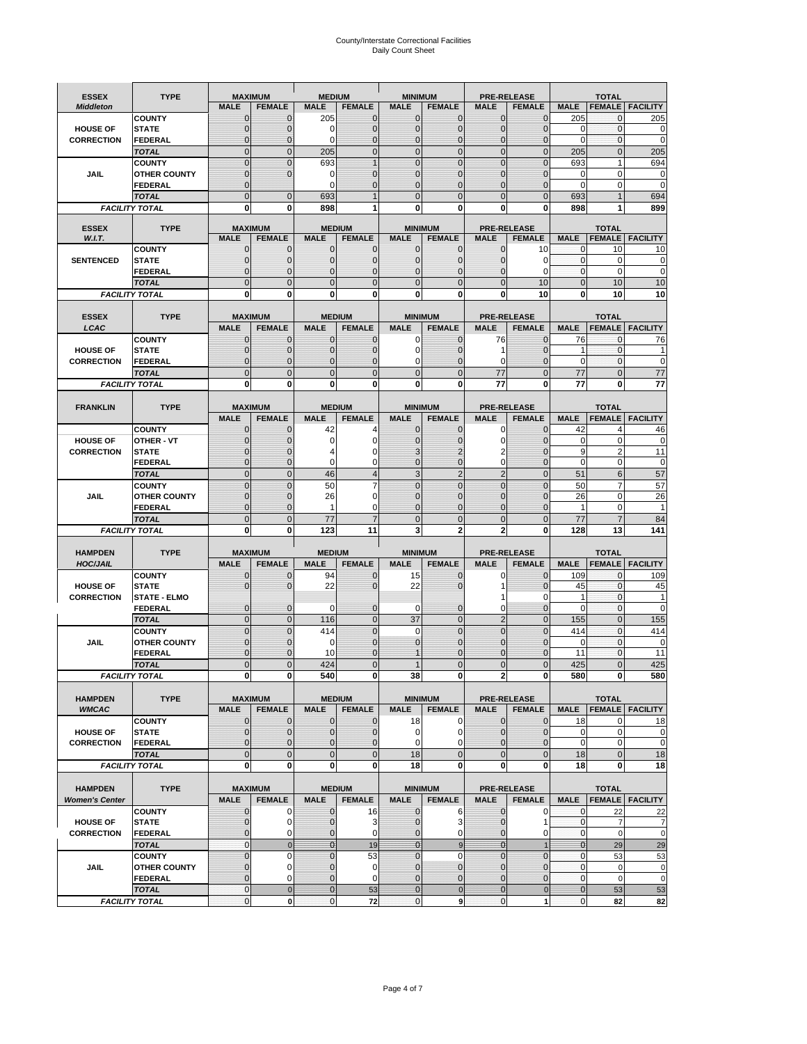# County/Interstate Correctional Facilities
## Daily Count Sheet

| ESSEX *Middleton* | TYPE | MAXIMUM | | MEDIUM | | MINIMUM | | PRE-RELEASE | | TOTAL | | |
|---|---|---|---|---|---|---|---|---|---|---|---|---|
| | | MALE | FEMALE | MALE | FEMALE | MALE | FEMALE | MALE | FEMALE | MALE | FEMALE | FACILITY |
| HOUSE OF CORRECTION | COUNTY | 0 | 0 | 205 | 0 | 0 | 0 | 0 | 0 | 205 | 0 | 205 |
| | STATE | 0 | 0 | 0 | 0 | 0 | 0 | 0 | 0 | 0 | 0 | 0 |
| | FEDERAL | 0 | 0 | 0 | 0 | 0 | 0 | 0 | 0 | 0 | 0 | 0 |
| | TOTAL | 0 | 0 | 205 | 0 | 0 | 0 | 0 | 0 | 205 | 0 | 205 |
| JAIL | COUNTY | 0 | 0 | 693 | 1 | 0 | 0 | 0 | 0 | 693 | 1 | 694 |
| | OTHER COUNTY | 0 | 0 | 0 | 0 | 0 | 0 | 0 | 0 | 0 | 0 | 0 |
| | FEDERAL | 0 | | 0 | 0 | 0 | 0 | 0 | 0 | 0 | 0 | 0 |
| | TOTAL | 0 | 0 | 693 | 1 | 0 | 0 | 0 | 0 | 693 | 1 | 694 |
| FACILITY TOTAL | | 0 | 0 | 898 | 1 | 0 | 0 | 0 | 0 | 898 | 1 | 899 |

| ESSEX *W.I.T.* | TYPE | MAXIMUM | | MEDIUM | | MINIMUM | | PRE-RELEASE | | TOTAL | | |
|---|---|---|---|---|---|---|---|---|---|---|---|---|
| | | MALE | FEMALE | MALE | FEMALE | MALE | FEMALE | MALE | FEMALE | MALE | FEMALE | FACILITY |
| SENTENCED | COUNTY | 0 | 0 | 0 | 0 | 0 | 0 | 0 | 10 | 0 | 10 | 10 |
| | STATE | 0 | 0 | 0 | 0 | 0 | 0 | 0 | 0 | 0 | 0 | 0 |
| | FEDERAL | 0 | 0 | 0 | 0 | 0 | 0 | 0 | 0 | 0 | 0 | 0 |
| | TOTAL | 0 | 0 | 0 | 0 | 0 | 0 | 0 | 10 | 0 | 10 | 10 |
| FACILITY TOTAL | | 0 | 0 | 0 | 0 | 0 | 0 | 0 | 10 | 0 | 10 | 10 |

| ESSEX *LCAC* | TYPE | MAXIMUM | | MEDIUM | | MINIMUM | | PRE-RELEASE | | TOTAL | | |
|---|---|---|---|---|---|---|---|---|---|---|---|---|
| | | MALE | FEMALE | MALE | FEMALE | MALE | FEMALE | MALE | FEMALE | MALE | FEMALE | FACILITY |
| HOUSE OF CORRECTION | COUNTY | 0 | 0 | 0 | 0 | 0 | 0 | 76 | 0 | 76 | 0 | 76 |
| | STATE | 0 | 0 | 0 | 0 | 0 | 0 | 1 | 0 | 1 | 0 | 1 |
| | FEDERAL | 0 | 0 | 0 | 0 | 0 | 0 | 0 | 0 | 0 | 0 | 0 |
| | TOTAL | 0 | 0 | 0 | 0 | 0 | 0 | 77 | 0 | 77 | 0 | 77 |
| FACILITY TOTAL | | 0 | 0 | 0 | 0 | 0 | 0 | 77 | 0 | 77 | 0 | 77 |

| FRANKLIN | TYPE | MAXIMUM | | MEDIUM | | MINIMUM | | PRE-RELEASE | | TOTAL | | |
|---|---|---|---|---|---|---|---|---|---|---|---|---|
| | | MALE | FEMALE | MALE | FEMALE | MALE | FEMALE | MALE | FEMALE | MALE | FEMALE | FACILITY |
| HOUSE OF CORRECTION | COUNTY | 0 | 0 | 42 | 4 | 0 | 0 | 0 | 0 | 42 | 4 | 46 |
| | OTHER - VT | 0 | 0 | 0 | 0 | 0 | 0 | 0 | 0 | 0 | 0 | 0 |
| | STATE | 0 | 0 | 4 | 0 | 3 | 2 | 2 | 0 | 9 | 2 | 11 |
| | FEDERAL | 0 | 0 | 0 | 0 | 0 | 0 | 0 | 0 | 0 | 0 | 0 |
| | TOTAL | 0 | 0 | 46 | 4 | 3 | 2 | 2 | 0 | 51 | 6 | 57 |
| JAIL | COUNTY | 0 | 0 | 50 | 7 | 0 | 0 | 0 | 0 | 50 | 7 | 57 |
| | OTHER COUNTY | 0 | 0 | 26 | 0 | 0 | 0 | 0 | 0 | 26 | 0 | 26 |
| | FEDERAL | 0 | 0 | 1 | 0 | 0 | 0 | 0 | 0 | 1 | 0 | 1 |
| | TOTAL | 0 | 0 | 77 | 7 | 0 | 0 | 0 | 0 | 77 | 7 | 84 |
| FACILITY TOTAL | | 0 | 0 | 123 | 11 | 3 | 2 | 2 | 0 | 128 | 13 | 141 |

| HAMPDEN *HOC/JAIL* | TYPE | MAXIMUM | | MEDIUM | | MINIMUM | | PRE-RELEASE | | TOTAL | | |
|---|---|---|---|---|---|---|---|---|---|---|---|---|
| | | MALE | FEMALE | MALE | FEMALE | MALE | FEMALE | MALE | FEMALE | MALE | FEMALE | FACILITY |
| HOUSE OF CORRECTION | COUNTY | 0 | 0 | 94 | 0 | 15 | 0 | 0 | 0 | 109 | 0 | 109 |
| | STATE | 0 | 0 | 22 | 0 | 22 | 0 | 1 | 0 | 45 | 0 | 45 |
| | STATE - ELMO | | | | | | | 1 | 0 | 1 | 0 | 1 |
| | FEDERAL | 0 | 0 | 0 | 0 | 0 | 0 | 0 | 0 | 0 | 0 | 0 |
| | TOTAL | 0 | 0 | 116 | 0 | 37 | 0 | 2 | 0 | 155 | 0 | 155 |
| JAIL | COUNTY | 0 | 0 | 414 | 0 | 0 | 0 | 0 | 0 | 414 | 0 | 414 |
| | OTHER COUNTY | 0 | 0 | 0 | 0 | 0 | 0 | 0 | 0 | 0 | 0 | 0 |
| | FEDERAL | 0 | 0 | 10 | 0 | 1 | 0 | 0 | 0 | 11 | 0 | 11 |
| | TOTAL | 0 | 0 | 424 | 0 | 1 | 0 | 0 | 0 | 425 | 0 | 425 |
| FACILITY TOTAL | | 0 | 0 | 540 | 0 | 38 | 0 | 2 | 0 | 580 | 0 | 580 |

| HAMPDEN *WMCAC* | TYPE | MAXIMUM | | MEDIUM | | MINIMUM | | PRE-RELEASE | | TOTAL | | |
|---|---|---|---|---|---|---|---|---|---|---|---|---|
| | | MALE | FEMALE | MALE | FEMALE | MALE | FEMALE | MALE | FEMALE | MALE | FEMALE | FACILITY |
| HOUSE OF CORRECTION | COUNTY | 0 | 0 | 0 | 0 | 18 | 0 | 0 | 0 | 18 | 0 | 18 |
| | STATE | 0 | 0 | 0 | 0 | 0 | 0 | 0 | 0 | 0 | 0 | 0 |
| | FEDERAL | 0 | 0 | 0 | 0 | 0 | 0 | 0 | 0 | 0 | 0 | 0 |
| | TOTAL | 0 | 0 | 0 | 0 | 18 | 0 | 0 | 0 | 18 | 0 | 18 |
| FACILITY TOTAL | | 0 | 0 | 0 | 0 | 18 | 0 | 0 | 0 | 18 | 0 | 18 |

| HAMPDEN *Women's Center* | TYPE | MAXIMUM | | MEDIUM | | MINIMUM | | PRE-RELEASE | | TOTAL | | |
|---|---|---|---|---|---|---|---|---|---|---|---|---|
| | | MALE | FEMALE | MALE | FEMALE | MALE | FEMALE | MALE | FEMALE | MALE | FEMALE | FACILITY |
| HOUSE OF CORRECTION | COUNTY | 0 | 0 | 0 | 16 | 0 | 6 | 0 | 0 | 0 | 22 | 22 |
| | STATE | 0 | 0 | 0 | 3 | 0 | 3 | 0 | 1 | 0 | 7 | 7 |
| | FEDERAL | 0 | 0 | 0 | 0 | 0 | 0 | 0 | 0 | 0 | 0 | 0 |
| | TOTAL | 0 | 0 | 0 | 19 | 0 | 9 | 0 | 1 | 0 | 29 | 29 |
| JAIL | COUNTY | 0 | 0 | 0 | 53 | 0 | 0 | 0 | 0 | 0 | 53 | 53 |
| | OTHER COUNTY | 0 | 0 | 0 | 0 | 0 | 0 | 0 | 0 | 0 | 0 | 0 |
| | FEDERAL | 0 | 0 | 0 | 0 | 0 | 0 | 0 | 0 | 0 | 0 | 0 |
| | TOTAL | 0 | 0 | 0 | 53 | 0 | 0 | 0 | 0 | 0 | 53 | 53 |
| FACILITY TOTAL | | 0 | 0 | 0 | 72 | 0 | 9 | 0 | 1 | 0 | 82 | 82 |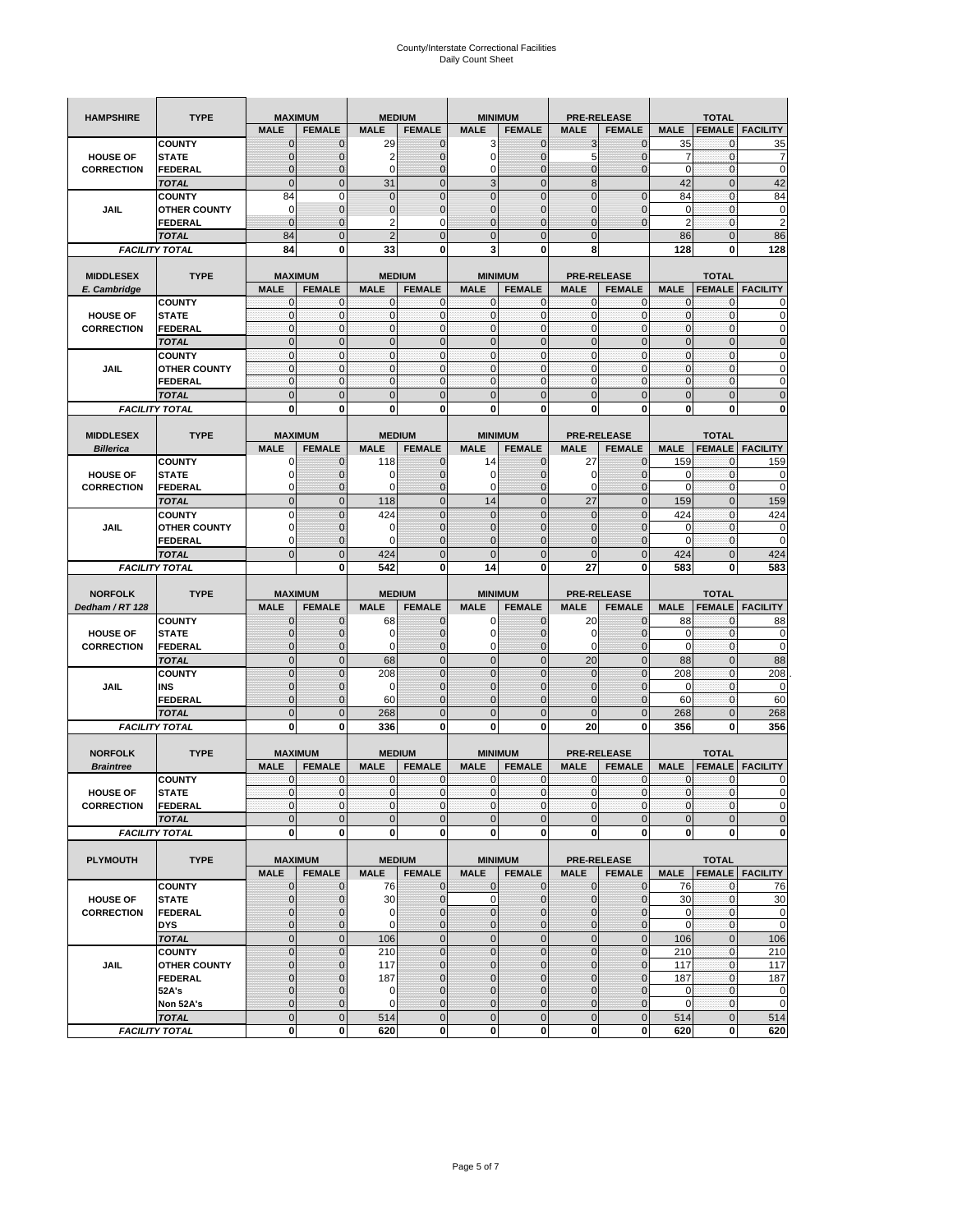# County/Interstate Correctional Facilities
Daily Count Sheet

| HAMPSHIRE | TYPE | MAXIMUM | | MEDIUM | | MINIMUM | | PRE-RELEASE | | TOTAL | | |
|---|---|---|---|---|---|---|---|---|---|---|---|---|
| | | MALE | FEMALE | MALE | FEMALE | MALE | FEMALE | MALE | FEMALE | MALE | FEMALE | FACILITY |
| HOUSE OF CORRECTION | COUNTY | 0 | 0 | 29 | 0 | 3 | 0 | 3 | 0 | 35 | 0 | 35 |
| | STATE | 0 | 0 | 2 | 0 | 0 | 0 | 5 | 0 | 7 | 0 | 7 |
| | FEDERAL | 0 | 0 | 0 | 0 | 0 | 0 | 0 | 0 | 0 | 0 | 0 |
| | TOTAL | 0 | 0 | 31 | 0 | 3 | 0 | 8 | | 42 | 0 | 42 |
| JAIL | COUNTY | 84 | 0 | 0 | 0 | 0 | 0 | 0 | 0 | 84 | 0 | 84 |
| | OTHER COUNTY | 0 | 0 | 0 | 0 | 0 | 0 | 0 | 0 | 0 | 0 | 0 |
| | FEDERAL | 0 | 0 | 2 | 0 | 0 | 0 | 0 | 0 | 2 | 0 | 2 |
| | TOTAL | 84 | 0 | 2 | 0 | 0 | 0 | 0 | | 86 | 0 | 86 |
| FACILITY TOTAL | | 84 | 0 | 33 | 0 | 3 | 0 | 8 | | 128 | 0 | 128 |

| MIDDLESEX E. Cambridge | TYPE | MAXIMUM | | MEDIUM | | MINIMUM | | PRE-RELEASE | | TOTAL | | |
|---|---|---|---|---|---|---|---|---|---|---|---|---|
| | | MALE | FEMALE | MALE | FEMALE | MALE | FEMALE | MALE | FEMALE | MALE | FEMALE | FACILITY |
| HOUSE OF CORRECTION | COUNTY | 0 | 0 | 0 | 0 | 0 | 0 | 0 | 0 | 0 | 0 | 0 |
| | STATE | 0 | 0 | 0 | 0 | 0 | 0 | 0 | 0 | 0 | 0 | 0 |
| | FEDERAL | 0 | 0 | 0 | 0 | 0 | 0 | 0 | 0 | 0 | 0 | 0 |
| | TOTAL | 0 | 0 | 0 | 0 | 0 | 0 | 0 | 0 | 0 | 0 | 0 |
| JAIL | COUNTY | 0 | 0 | 0 | 0 | 0 | 0 | 0 | 0 | 0 | 0 | 0 |
| | OTHER COUNTY | 0 | 0 | 0 | 0 | 0 | 0 | 0 | 0 | 0 | 0 | 0 |
| | FEDERAL | 0 | 0 | 0 | 0 | 0 | 0 | 0 | 0 | 0 | 0 | 0 |
| | TOTAL | 0 | 0 | 0 | 0 | 0 | 0 | 0 | 0 | 0 | 0 | 0 |
| FACILITY TOTAL | | 0 | 0 | 0 | 0 | 0 | 0 | 0 | 0 | 0 | 0 | 0 |

| MIDDLESEX Billerica | TYPE | MAXIMUM | | MEDIUM | | MINIMUM | | PRE-RELEASE | | TOTAL | | |
|---|---|---|---|---|---|---|---|---|---|---|---|---|
| | | MALE | FEMALE | MALE | FEMALE | MALE | FEMALE | MALE | FEMALE | MALE | FEMALE | FACILITY |
| HOUSE OF CORRECTION | COUNTY | 0 | 0 | 118 | 0 | 14 | 0 | 27 | 0 | 159 | 0 | 159 |
| | STATE | 0 | 0 | 0 | 0 | 0 | 0 | 0 | 0 | 0 | 0 | 0 |
| | FEDERAL | 0 | 0 | 0 | 0 | 0 | 0 | 0 | 0 | 0 | 0 | 0 |
| | TOTAL | 0 | 0 | 118 | 0 | 14 | 0 | 27 | 0 | 159 | 0 | 159 |
| JAIL | COUNTY | 0 | 0 | 424 | 0 | 0 | 0 | 0 | 0 | 424 | 0 | 424 |
| | OTHER COUNTY | 0 | 0 | 0 | 0 | 0 | 0 | 0 | 0 | 0 | 0 | 0 |
| | FEDERAL | 0 | 0 | 0 | 0 | 0 | 0 | 0 | 0 | 0 | 0 | 0 |
| | TOTAL | 0 | 0 | 424 | 0 | 0 | 0 | 0 | 0 | 424 | 0 | 424 |
| FACILITY TOTAL | | | 0 | 542 | 0 | 14 | 0 | 27 | 0 | 583 | 0 | 583 |

| NORFOLK Dedham / RT 128 | TYPE | MAXIMUM | | MEDIUM | | MINIMUM | | PRE-RELEASE | | TOTAL | | |
|---|---|---|---|---|---|---|---|---|---|---|---|---|
| | | MALE | FEMALE | MALE | FEMALE | MALE | FEMALE | MALE | FEMALE | MALE | FEMALE | FACILITY |
| HOUSE OF CORRECTION | COUNTY | 0 | 0 | 68 | 0 | 0 | 0 | 20 | 0 | 88 | 0 | 88 |
| | STATE | 0 | 0 | 0 | 0 | 0 | 0 | 0 | 0 | 0 | 0 | 0 |
| | FEDERAL | 0 | 0 | 0 | 0 | 0 | 0 | 0 | 0 | 0 | 0 | 0 |
| | TOTAL | 0 | 0 | 68 | 0 | 0 | 0 | 20 | 0 | 88 | 0 | 88 |
| JAIL | COUNTY | 0 | 0 | 208 | 0 | 0 | 0 | 0 | 0 | 208 | 0 | 208 |
| | INS | 0 | 0 | 0 | 0 | 0 | 0 | 0 | 0 | 0 | 0 | 0 |
| | FEDERAL | 0 | 0 | 60 | 0 | 0 | 0 | 0 | 0 | 60 | 0 | 60 |
| | TOTAL | 0 | 0 | 268 | 0 | 0 | 0 | 0 | 0 | 268 | 0 | 268 |
| FACILITY TOTAL | | 0 | 0 | 336 | 0 | 0 | 0 | 20 | 0 | 356 | 0 | 356 |

| NORFOLK Braintree | TYPE | MAXIMUM | | MEDIUM | | MINIMUM | | PRE-RELEASE | | TOTAL | | |
|---|---|---|---|---|---|---|---|---|---|---|---|---|
| | | MALE | FEMALE | MALE | FEMALE | MALE | FEMALE | MALE | FEMALE | MALE | FEMALE | FACILITY |
| HOUSE OF CORRECTION | COUNTY | 0 | 0 | 0 | 0 | 0 | 0 | 0 | 0 | 0 | 0 | 0 |
| | STATE | 0 | 0 | 0 | 0 | 0 | 0 | 0 | 0 | 0 | 0 | 0 |
| | FEDERAL | 0 | 0 | 0 | 0 | 0 | 0 | 0 | 0 | 0 | 0 | 0 |
| | TOTAL | 0 | 0 | 0 | 0 | 0 | 0 | 0 | 0 | 0 | 0 | 0 |
| FACILITY TOTAL | | 0 | 0 | 0 | 0 | 0 | 0 | 0 | 0 | 0 | 0 | 0 |

| PLYMOUTH | TYPE | MAXIMUM | | MEDIUM | | MINIMUM | | PRE-RELEASE | | TOTAL | | |
|---|---|---|---|---|---|---|---|---|---|---|---|---|
| | | MALE | FEMALE | MALE | FEMALE | MALE | FEMALE | MALE | FEMALE | MALE | FEMALE | FACILITY |
| HOUSE OF CORRECTION | COUNTY | 0 | 0 | 76 | 0 | 0 | 0 | 0 | 0 | 76 | 0 | 76 |
| | STATE | 0 | 0 | 30 | 0 | 0 | 0 | 0 | 0 | 30 | 0 | 30 |
| | FEDERAL | 0 | 0 | 0 | 0 | 0 | 0 | 0 | 0 | 0 | 0 | 0 |
| | DYS | 0 | 0 | 0 | 0 | 0 | 0 | 0 | 0 | 0 | 0 | 0 |
| | TOTAL | 0 | 0 | 106 | 0 | 0 | 0 | 0 | 0 | 106 | 0 | 106 |
| JAIL | COUNTY | 0 | 0 | 210 | 0 | 0 | 0 | 0 | 0 | 210 | 0 | 210 |
| | OTHER COUNTY | 0 | 0 | 117 | 0 | 0 | 0 | 0 | 0 | 117 | 0 | 117 |
| | FEDERAL | 0 | 0 | 187 | 0 | 0 | 0 | 0 | 0 | 187 | 0 | 187 |
| | 52A's | 0 | 0 | 0 | 0 | 0 | 0 | 0 | 0 | 0 | 0 | 0 |
| | Non 52A's | 0 | 0 | 0 | 0 | 0 | 0 | 0 | 0 | 0 | 0 | 0 |
| | TOTAL | 0 | 0 | 514 | 0 | 0 | 0 | 0 | 0 | 514 | 0 | 514 |
| FACILITY TOTAL | | 0 | 0 | 620 | 0 | 0 | 0 | 0 | 0 | 620 | 0 | 620 |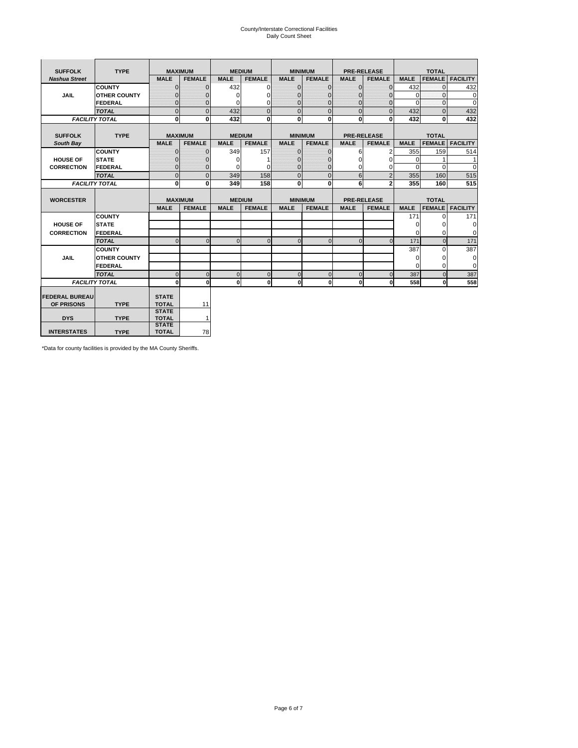# County/Interstate Correctional Facilities
## Daily Count Sheet

| SUFFOLK | TYPE | MAXIMUM | | MEDIUM | | MINIMUM | | PRE-RELEASE | | TOTAL | | |
|---|---|---|---|---|---|---|---|---|---|---|---|---|
| *Nashua Street* | | MALE | FEMALE | MALE | FEMALE | MALE | FEMALE | MALE | FEMALE | MALE | FEMALE | FACILITY |
| JAIL | COUNTY | 0 | 0 | 432 | 0 | 0 | 0 | 0 | 0 | 432 | 0 | 432 |
| | OTHER COUNTY | 0 | 0 | 0 | 0 | 0 | 0 | 0 | 0 | 0 | 0 | 0 |
| | FEDERAL | 0 | 0 | 0 | 0 | 0 | 0 | 0 | 0 | 0 | 0 | 0 |
| | *TOTAL* | 0 | 0 | 432 | 0 | 0 | 0 | 0 | 0 | 432 | 0 | 432 |
| *FACILITY TOTAL* | | 0 | 0 | 432 | 0 | 0 | 0 | 0 | 0 | 432 | 0 | 432 |

| SUFFOLK | TYPE | MAXIMUM | | MEDIUM | | MINIMUM | | PRE-RELEASE | | TOTAL | | |
|---|---|---|---|---|---|---|---|---|---|---|---|---|
| *South Bay* | | MALE | FEMALE | MALE | FEMALE | MALE | FEMALE | MALE | FEMALE | MALE | FEMALE | FACILITY |
| HOUSE OF CORRECTION | COUNTY | 0 | 0 | 349 | 157 | 0 | 0 | 6 | 2 | 355 | 159 | 514 |
| | STATE | 0 | 0 | 0 | 1 | 0 | 0 | 0 | 0 | 0 | 1 | 1 |
| | FEDERAL | 0 | 0 | 0 | 0 | 0 | 0 | 0 | 0 | 0 | 0 | 0 |
| | *TOTAL* | 0 | 0 | 349 | 158 | 0 | 0 | 6 | 2 | 355 | 160 | 515 |
| *FACILITY TOTAL* | | 0 | 0 | 349 | 158 | 0 | 0 | 6 | 2 | 355 | 160 | 515 |

| WORCESTER | | MAXIMUM | | MEDIUM | | MINIMUM | | PRE-RELEASE | | TOTAL | | |
|---|---|---|---|---|---|---|---|---|---|---|---|---|
| | | MALE | FEMALE | MALE | FEMALE | MALE | FEMALE | MALE | FEMALE | MALE | FEMALE | FACILITY |
| HOUSE OF CORRECTION | COUNTY | | | | | | | | | 171 | 0 | 171 |
| | STATE | | | | | | | | | 0 | 0 | 0 |
| | FEDERAL | | | | | | | | | 0 | 0 | 0 |
| | *TOTAL* | 0 | 0 | 0 | 0 | 0 | 0 | 0 | 0 | 171 | 0 | 171 |
| JAIL | COUNTY | | | | | | | | | 387 | 0 | 387 |
| | OTHER COUNTY | | | | | | | | | 0 | 0 | 0 |
| | FEDERAL | | | | | | | | | 0 | 0 | 0 |
| | *TOTAL* | 0 | 0 | 0 | 0 | 0 | 0 | 0 | 0 | 387 | 0 | 387 |
| *FACILITY TOTAL* | | 0 | 0 | 0 | 0 | 0 | 0 | 0 | 0 | 558 | 0 | 558 |

| | | | |
|---|---|---|---|
| FEDERAL BUREAU OF PRISONS | TYPE | STATE TOTAL | 11 |
| DYS | TYPE | STATE TOTAL | 1 |
| INTERSTATES | TYPE | STATE TOTAL | 78 |

*Data for county facilities is provided by the MA County Sheriffs.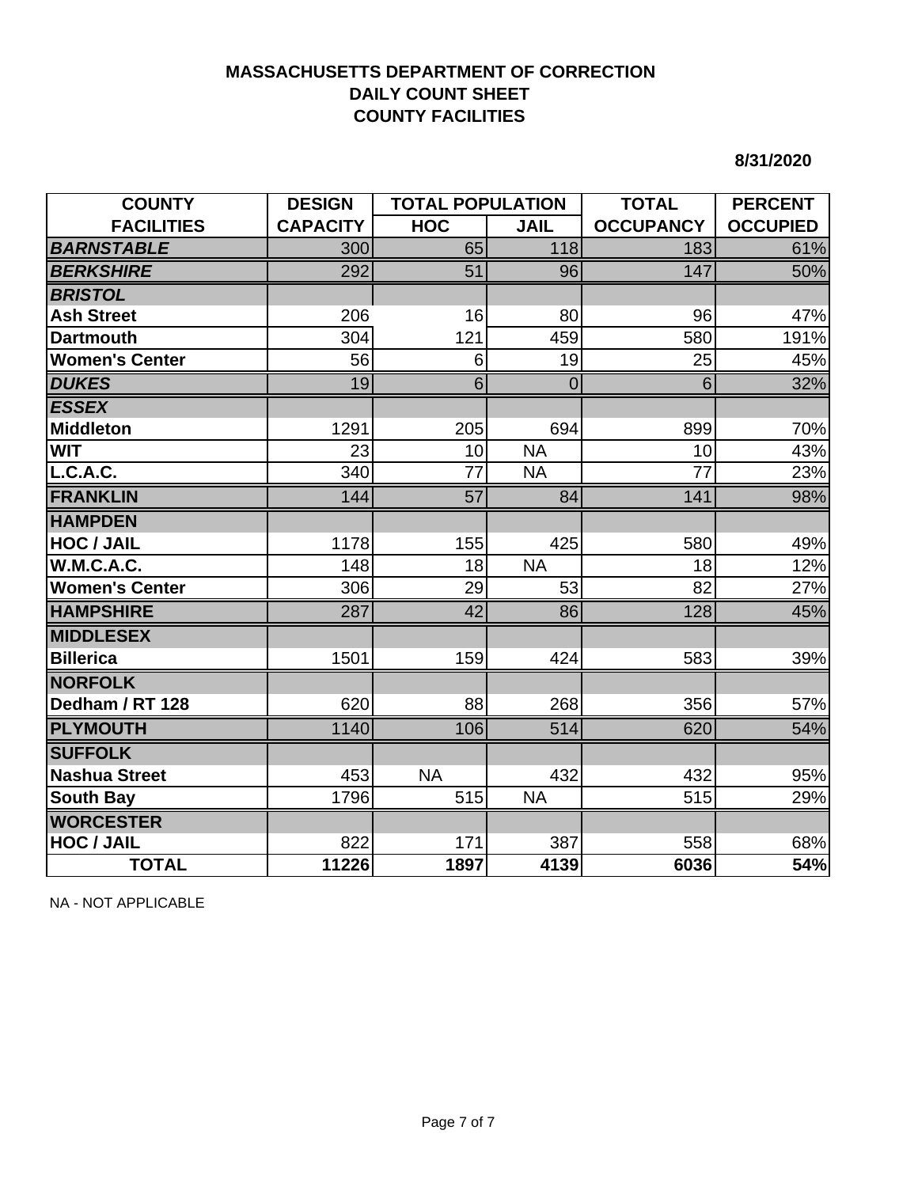# MASSACHUSETTS DEPARTMENT OF CORRECTION
## DAILY COUNT SHEET
## COUNTY FACILITIES

**8/31/2020**

| COUNTY FACILITIES | DESIGN CAPACITY | TOTAL POPULATION | | TOTAL OCCUPANCY | PERCENT OCCUPIED |
|---|---|---|---|---|---|
| | | HOC | JAIL | | |
| ***BARNSTABLE*** | 300 | 65 | 118 | 183 | 61% |
| ***BERKSHIRE*** | 292 | 51 | 96 | 147 | 50% |
| ***BRISTOL*** | | | | | |
| **Ash Street** | 206 | 16 | 80 | 96 | 47% |
| **Dartmouth** | 304 | 121 | 459 | 580 | 191% |
| **Women's Center** | 56 | 6 | 19 | 25 | 45% |
| ***DUKES*** | 19 | 6 | 0 | 6 | 32% |
| ***ESSEX*** | | | | | |
| **Middleton** | 1291 | 205 | 694 | 899 | 70% |
| **WIT** | 23 | 10 | NA | 10 | 43% |
| **L.C.A.C.** | 340 | 77 | NA | 77 | 23% |
| **FRANKLIN** | 144 | 57 | 84 | 141 | 98% |
| **HAMPDEN** | | | | | |
| **HOC / JAIL** | 1178 | 155 | 425 | 580 | 49% |
| **W.M.C.A.C.** | 148 | 18 | NA | 18 | 12% |
| **Women's Center** | 306 | 29 | 53 | 82 | 27% |
| **HAMPSHIRE** | 287 | 42 | 86 | 128 | 45% |
| **MIDDLESEX** | | | | | |
| **Billerica** | 1501 | 159 | 424 | 583 | 39% |
| **NORFOLK** | | | | | |
| **Dedham / RT 128** | 620 | 88 | 268 | 356 | 57% |
| **PLYMOUTH** | 1140 | 106 | 514 | 620 | 54% |
| **SUFFOLK** | | | | | |
| **Nashua Street** | 453 | NA | 432 | 432 | 95% |
| **South Bay** | 1796 | 515 | NA | 515 | 29% |
| **WORCESTER** | | | | | |
| **HOC / JAIL** | 822 | 171 | 387 | 558 | 68% |
| **TOTAL** | **11226** | **1897** | **4139** | **6036** | **54%** |

NA - NOT APPLICABLE